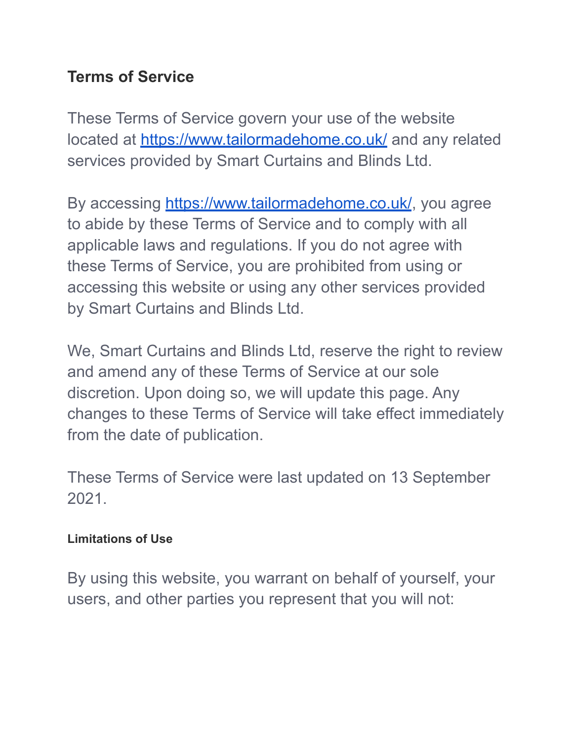## Terms of Service

These Terms of Service govern your use of the website located at [https://www.tailormadehome.co.uk/](https://www.tailormadehome.co.uk/) and any related services provided by Smart Curtains and Blinds Ltd.

By accessing [https://www.tailormadehome.co.uk/](https://www.tailormadehome.co.uk/), you agree to abide by these Terms of Service and to comply with all applicable laws and regulations. If you do not agree with these Terms of Service, you are prohibited from using or accessing this website or using any other services provided by Smart Curtains and Blinds Ltd.

We, Smart Curtains and Blinds Ltd, reserve the right to review and amend any of these Terms of Service at our sole discretion. Upon doing so, we will update this page. Any changes to these Terms of Service will take effect immediately from the date of publication.

These Terms of Service were last updated on 13 September 2021.

#### Limitations of Use

By using this website, you warrant on behalf of yourself, your users, and other parties you represent that you will not: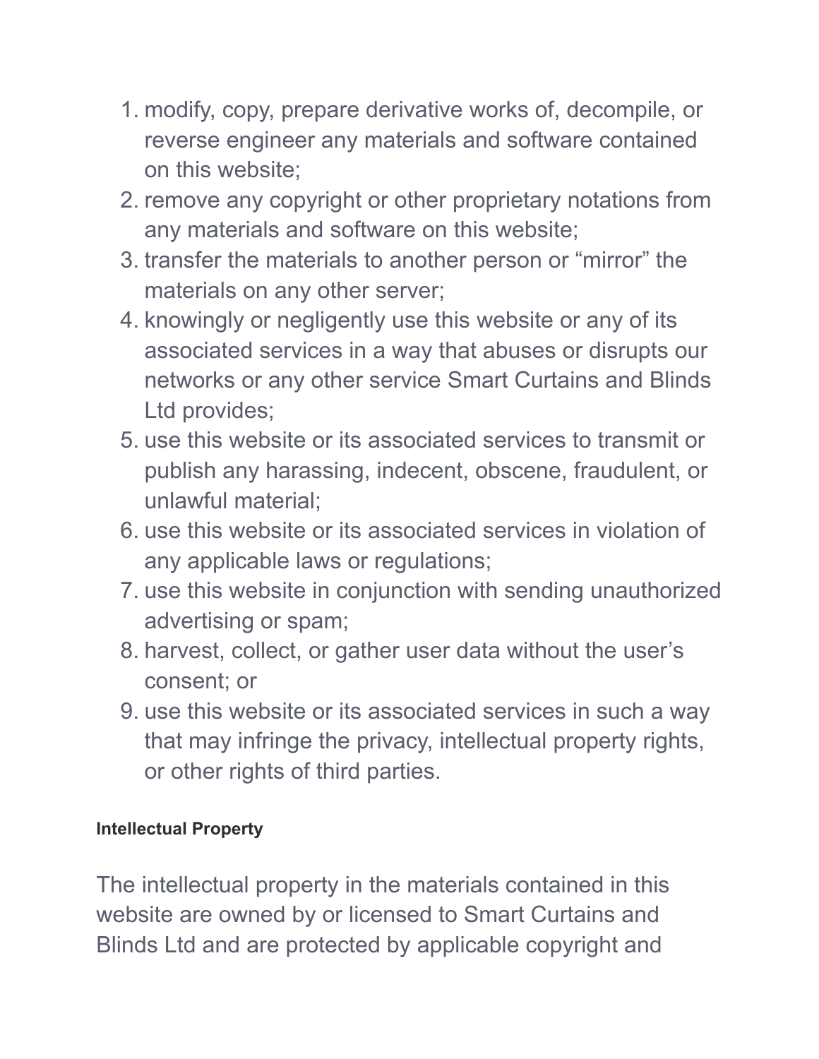1. modify, copy, prepare derivative works of, decompile, or reverse engineer any materials and software contained on this website;
2. remove any copyright or other proprietary notations from any materials and software on this website;
3. transfer the materials to another person or “mirror” the materials on any other server;
4. knowingly or negligently use this website or any of its associated services in a way that abuses or disrupts our networks or any other service Smart Curtains and Blinds Ltd provides;
5. use this website or its associated services to transmit or publish any harassing, indecent, obscene, fraudulent, or unlawful material;
6. use this website or its associated services in violation of any applicable laws or regulations;
7. use this website in conjunction with sending unauthorized advertising or spam;
8. harvest, collect, or gather user data without the user’s consent; or
9. use this website or its associated services in such a way that may infringe the privacy, intellectual property rights, or other rights of third parties.

#### Intellectual Property

The intellectual property in the materials contained in this website are owned by or licensed to Smart Curtains and Blinds Ltd and are protected by applicable copyright and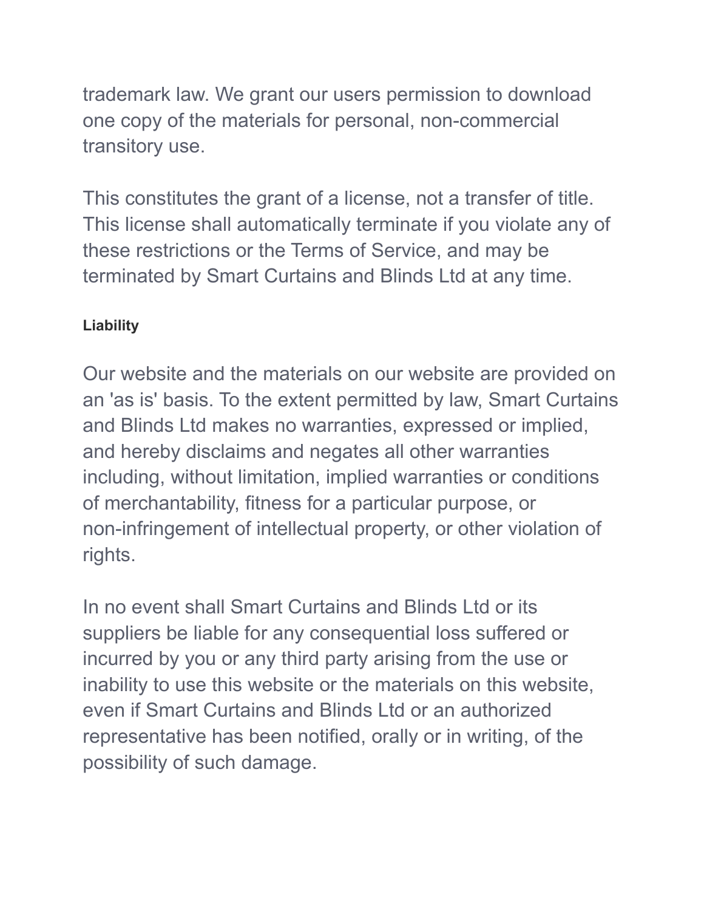trademark law. We grant our users permission to download one copy of the materials for personal, non-commercial transitory use.

This constitutes the grant of a license, not a transfer of title. This license shall automatically terminate if you violate any of these restrictions or the Terms of Service, and may be terminated by Smart Curtains and Blinds Ltd at any time.

#### Liability

Our website and the materials on our website are provided on an 'as is' basis. To the extent permitted by law, Smart Curtains and Blinds Ltd makes no warranties, expressed or implied, and hereby disclaims and negates all other warranties including, without limitation, implied warranties or conditions of merchantability, fitness for a particular purpose, or non-infringement of intellectual property, or other violation of rights.

In no event shall Smart Curtains and Blinds Ltd or its suppliers be liable for any consequential loss suffered or incurred by you or any third party arising from the use or inability to use this website or the materials on this website, even if Smart Curtains and Blinds Ltd or an authorized representative has been notified, orally or in writing, of the possibility of such damage.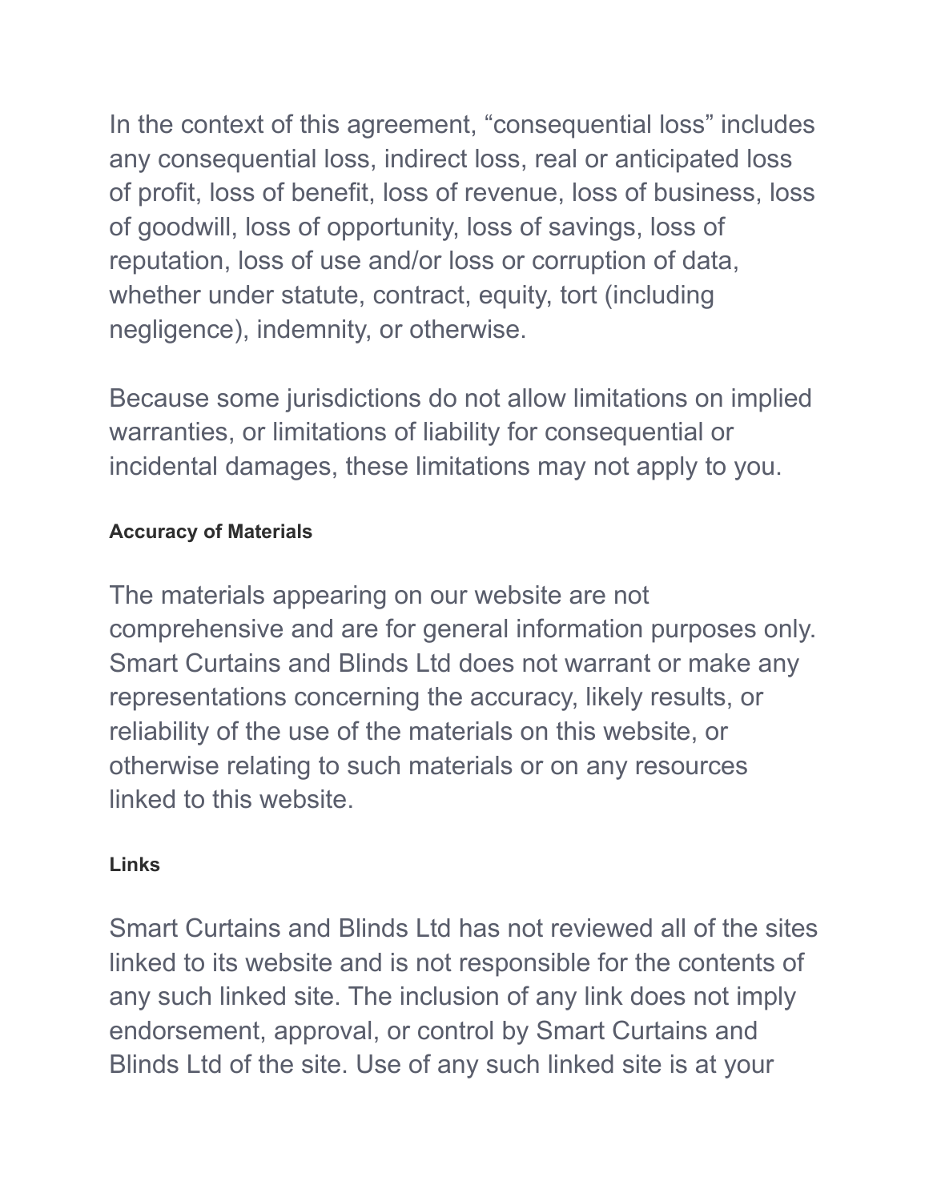In the context of this agreement, “consequential loss” includes any consequential loss, indirect loss, real or anticipated loss of profit, loss of benefit, loss of revenue, loss of business, loss of goodwill, loss of opportunity, loss of savings, loss of reputation, loss of use and/or loss or corruption of data, whether under statute, contract, equity, tort (including negligence), indemnity, or otherwise.

Because some jurisdictions do not allow limitations on implied warranties, or limitations of liability for consequential or incidental damages, these limitations may not apply to you.

#### Accuracy of Materials

The materials appearing on our website are not comprehensive and are for general information purposes only. Smart Curtains and Blinds Ltd does not warrant or make any representations concerning the accuracy, likely results, or reliability of the use of the materials on this website, or otherwise relating to such materials or on any resources linked to this website.

#### Links

Smart Curtains and Blinds Ltd has not reviewed all of the sites linked to its website and is not responsible for the contents of any such linked site. The inclusion of any link does not imply endorsement, approval, or control by Smart Curtains and Blinds Ltd of the site. Use of any such linked site is at your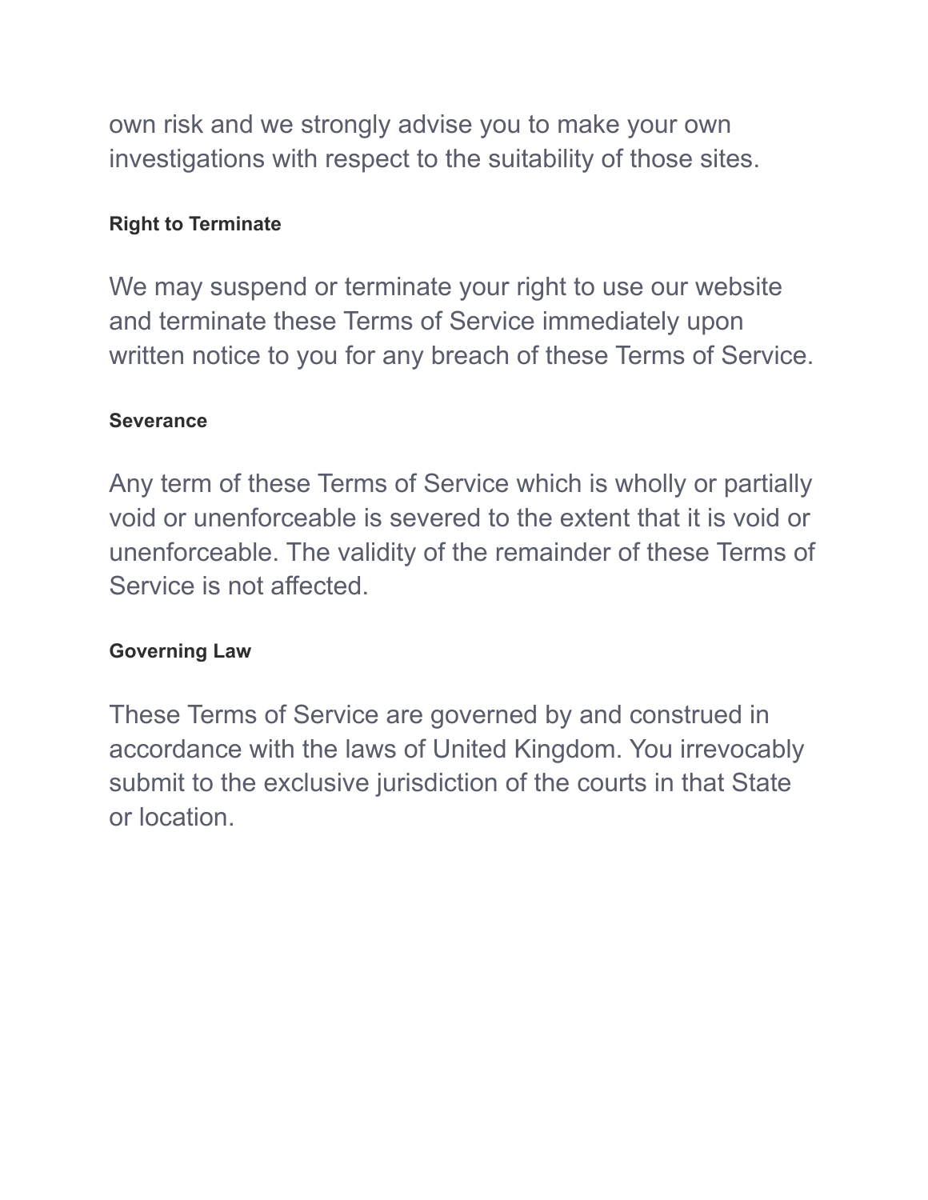own risk and we strongly advise you to make your own investigations with respect to the suitability of those sites.

#### Right to Terminate

We may suspend or terminate your right to use our website and terminate these Terms of Service immediately upon written notice to you for any breach of these Terms of Service.

#### Severance

Any term of these Terms of Service which is wholly or partially void or unenforceable is severed to the extent that it is void or unenforceable. The validity of the remainder of these Terms of Service is not affected.

#### Governing Law

These Terms of Service are governed by and construed in accordance with the laws of United Kingdom. You irrevocably submit to the exclusive jurisdiction of the courts in that State or location.